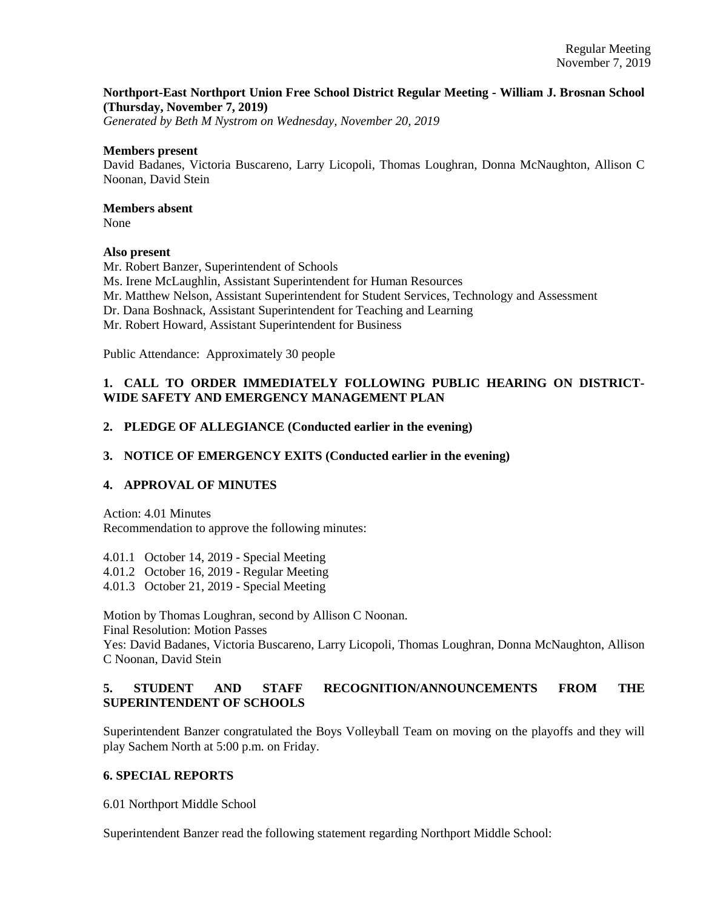**Northport-East Northport Union Free School District Regular Meeting - William J. Brosnan School (Thursday, November 7, 2019)**
*Generated by Beth M Nystrom on Wednesday, November 20, 2019*

**Members present**
David Badanes, Victoria Buscareno, Larry Licopoli, Thomas Loughran, Donna McNaughton, Allison C Noonan, David Stein

**Members absent**
None

**Also present**
Mr. Robert Banzer, Superintendent of Schools
Ms. Irene McLaughlin, Assistant Superintendent for Human Resources
Mr. Matthew Nelson, Assistant Superintendent for Student Services, Technology and Assessment
Dr. Dana Boshnack, Assistant Superintendent for Teaching and Learning
Mr. Robert Howard, Assistant Superintendent for Business

Public Attendance: Approximately 30 people

## 1. CALL TO ORDER IMMEDIATELY FOLLOWING PUBLIC HEARING ON DISTRICT-WIDE SAFETY AND EMERGENCY MANAGEMENT PLAN

## 2. PLEDGE OF ALLEGIANCE (Conducted earlier in the evening)

## 3. NOTICE OF EMERGENCY EXITS (Conducted earlier in the evening)

## 4. APPROVAL OF MINUTES

Action: 4.01 Minutes
Recommendation to approve the following minutes:

4.01.1 October 14, 2019 - Special Meeting
4.01.2 October 16, 2019 - Regular Meeting
4.01.3 October 21, 2019 - Special Meeting

Motion by Thomas Loughran, second by Allison C Noonan.
Final Resolution: Motion Passes
Yes: David Badanes, Victoria Buscareno, Larry Licopoli, Thomas Loughran, Donna McNaughton, Allison C Noonan, David Stein

## 5. STUDENT AND STAFF RECOGNITION/ANNOUNCEMENTS FROM THE SUPERINTENDENT OF SCHOOLS

Superintendent Banzer congratulated the Boys Volleyball Team on moving on the playoffs and they will play Sachem North at 5:00 p.m. on Friday.

## 6. SPECIAL REPORTS

6.01 Northport Middle School

Superintendent Banzer read the following statement regarding Northport Middle School: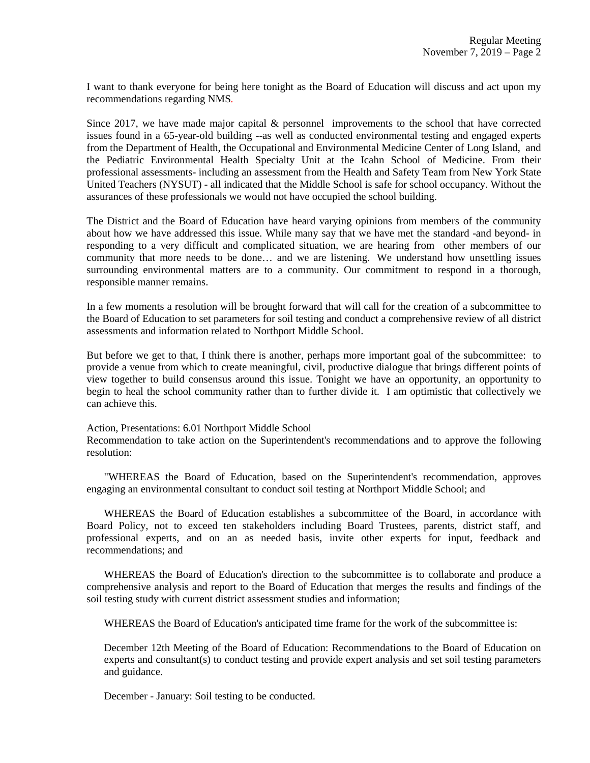I want to thank everyone for being here tonight as the Board of Education will discuss and act upon my recommendations regarding NMS.

Since 2017, we have made major capital & personnel improvements to the school that have corrected issues found in a 65-year-old building --as well as conducted environmental testing and engaged experts from the Department of Health, the Occupational and Environmental Medicine Center of Long Island, and the Pediatric Environmental Health Specialty Unit at the Icahn School of Medicine. From their professional assessments- including an assessment from the Health and Safety Team from New York State United Teachers (NYSUT) - all indicated that the Middle School is safe for school occupancy. Without the assurances of these professionals we would not have occupied the school building.

The District and the Board of Education have heard varying opinions from members of the community about how we have addressed this issue. While many say that we have met the standard -and beyond- in responding to a very difficult and complicated situation, we are hearing from other members of our community that more needs to be done… and we are listening. We understand how unsettling issues surrounding environmental matters are to a community. Our commitment to respond in a thorough, responsible manner remains.

In a few moments a resolution will be brought forward that will call for the creation of a subcommittee to the Board of Education to set parameters for soil testing and conduct a comprehensive review of all district assessments and information related to Northport Middle School.

But before we get to that, I think there is another, perhaps more important goal of the subcommittee: to provide a venue from which to create meaningful, civil, productive dialogue that brings different points of view together to build consensus around this issue. Tonight we have an opportunity, an opportunity to begin to heal the school community rather than to further divide it. I am optimistic that collectively we can achieve this.

Action, Presentations: 6.01 Northport Middle School
Recommendation to take action on the Superintendent's recommendations and to approve the following resolution:

"WHEREAS the Board of Education, based on the Superintendent's recommendation, approves engaging an environmental consultant to conduct soil testing at Northport Middle School; and

WHEREAS the Board of Education establishes a subcommittee of the Board, in accordance with Board Policy, not to exceed ten stakeholders including Board Trustees, parents, district staff, and professional experts, and on an as needed basis, invite other experts for input, feedback and recommendations; and

WHEREAS the Board of Education's direction to the subcommittee is to collaborate and produce a comprehensive analysis and report to the Board of Education that merges the results and findings of the soil testing study with current district assessment studies and information;

WHEREAS the Board of Education's anticipated time frame for the work of the subcommittee is:

December 12th Meeting of the Board of Education: Recommendations to the Board of Education on experts and consultant(s) to conduct testing and provide expert analysis and set soil testing parameters and guidance.

December - January: Soil testing to be conducted.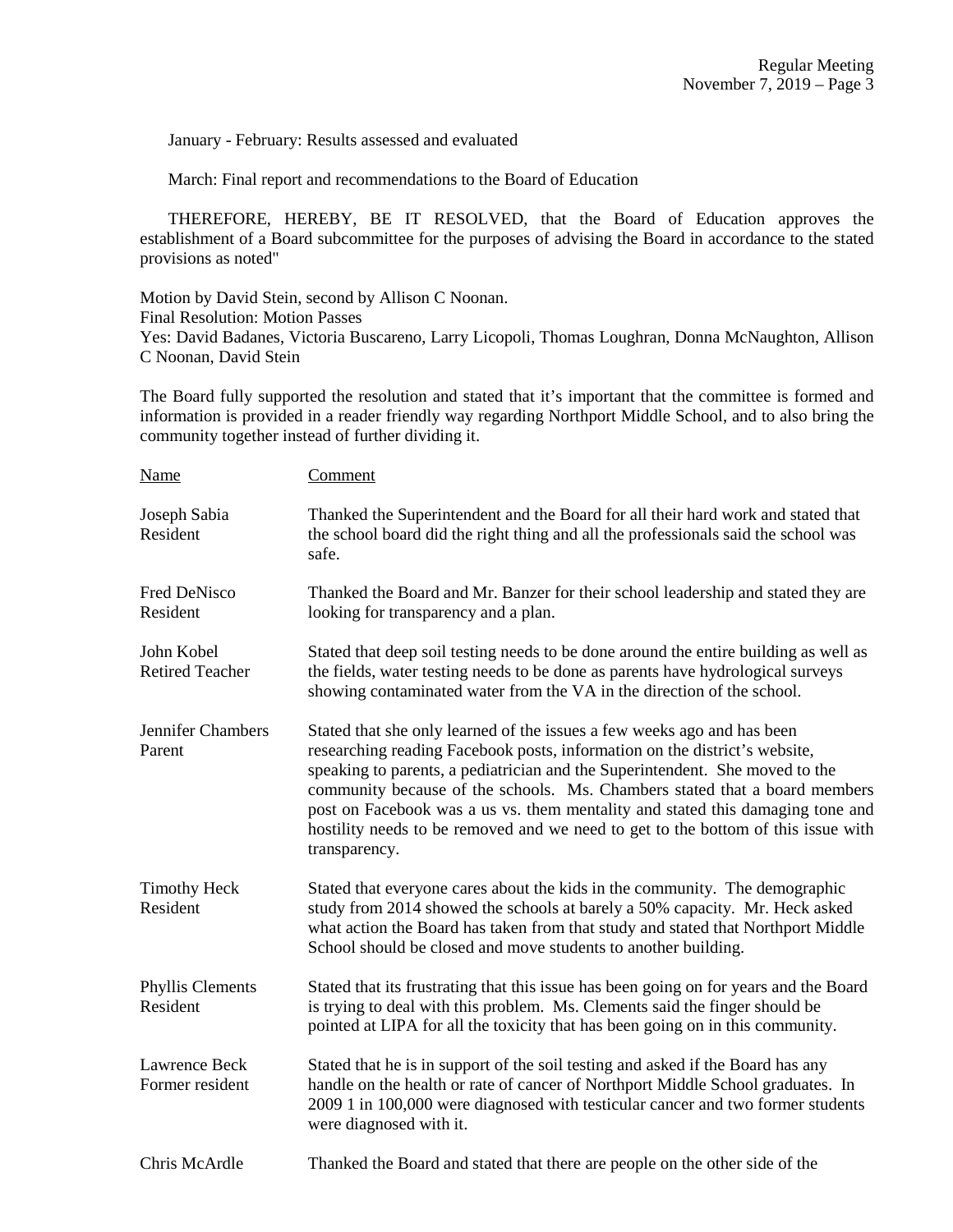January - February: Results assessed and evaluated

March: Final report and recommendations to the Board of Education

THEREFORE, HEREBY, BE IT RESOLVED, that the Board of Education approves the establishment of a Board subcommittee for the purposes of advising the Board in accordance to the stated provisions as noted"

Motion by David Stein, second by Allison C Noonan.
Final Resolution: Motion Passes
Yes: David Badanes, Victoria Buscareno, Larry Licopoli, Thomas Loughran, Donna McNaughton, Allison C Noonan, David Stein

The Board fully supported the resolution and stated that it's important that the committee is formed and information is provided in a reader friendly way regarding Northport Middle School, and to also bring the community together instead of further dividing it.

| Name | Comment |
|---|---|
| Joseph Sabia<br>Resident | Thanked the Superintendent and the Board for all their hard work and stated that the school board did the right thing and all the professionals said the school was safe. |
| Fred DeNisco<br>Resident | Thanked the Board and Mr. Banzer for their school leadership and stated they are looking for transparency and a plan. |
| John Kobel<br>Retired Teacher | Stated that deep soil testing needs to be done around the entire building as well as the fields, water testing needs to be done as parents have hydrological surveys showing contaminated water from the VA in the direction of the school. |
| Jennifer Chambers<br>Parent | Stated that she only learned of the issues a few weeks ago and has been researching reading Facebook posts, information on the district's website, speaking to parents, a pediatrician and the Superintendent. She moved to the community because of the schools. Ms. Chambers stated that a board members post on Facebook was a us vs. them mentality and stated this damaging tone and hostility needs to be removed and we need to get to the bottom of this issue with transparency. |
| Timothy Heck<br>Resident | Stated that everyone cares about the kids in the community. The demographic study from 2014 showed the schools at barely a 50% capacity. Mr. Heck asked what action the Board has taken from that study and stated that Northport Middle School should be closed and move students to another building. |
| Phyllis Clements<br>Resident | Stated that its frustrating that this issue has been going on for years and the Board is trying to deal with this problem. Ms. Clements said the finger should be pointed at LIPA for all the toxicity that has been going on in this community. |
| Lawrence Beck<br>Former resident | Stated that he is in support of the soil testing and asked if the Board has any handle on the health or rate of cancer of Northport Middle School graduates. In 2009 1 in 100,000 were diagnosed with testicular cancer and two former students were diagnosed with it. |
| Chris McArdle | Thanked the Board and stated that there are people on the other side of the |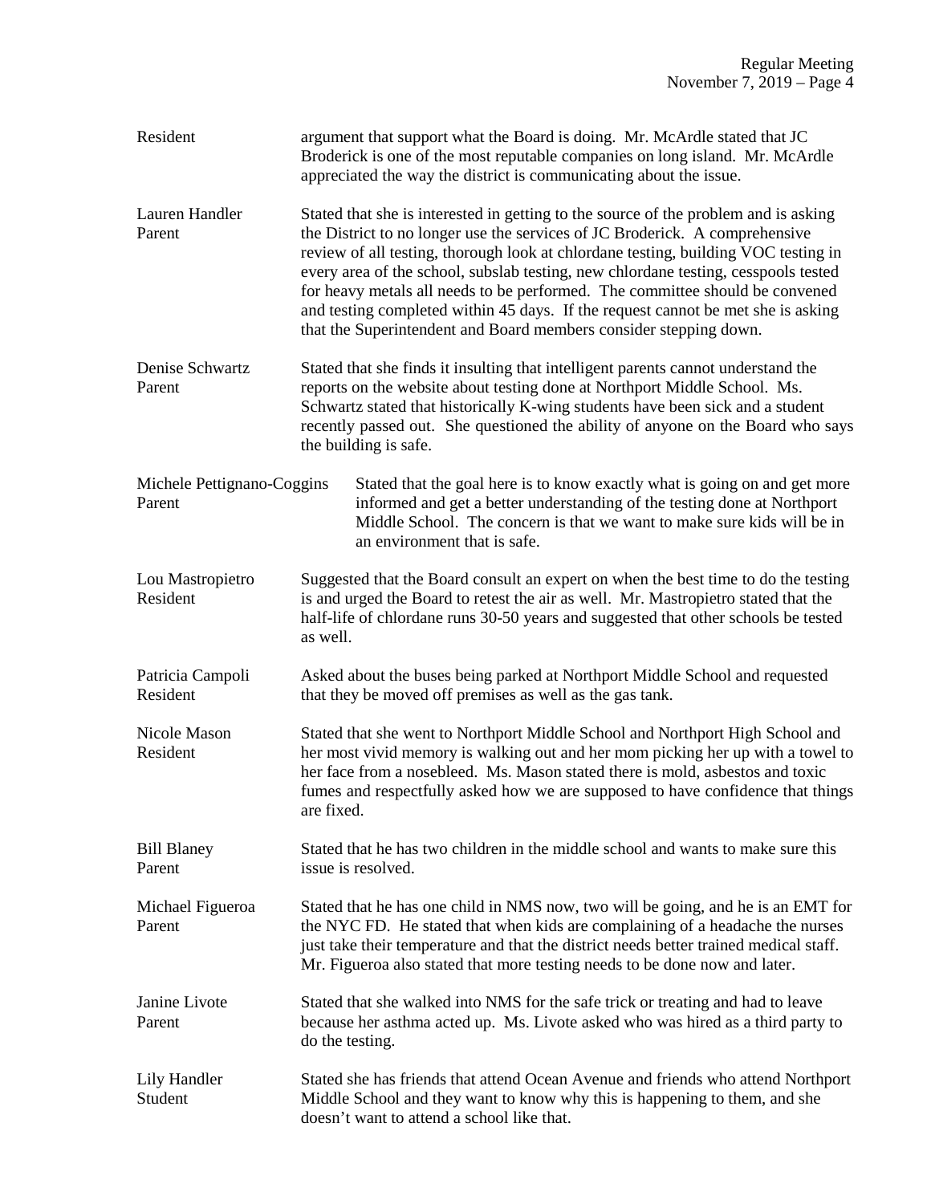Resident

argument that support what the Board is doing. Mr. McArdle stated that JC Broderick is one of the most reputable companies on long island. Mr. McArdle appreciated the way the district is communicating about the issue.

Lauren Handler
Parent

Stated that she is interested in getting to the source of the problem and is asking the District to no longer use the services of JC Broderick. A comprehensive review of all testing, thorough look at chlordane testing, building VOC testing in every area of the school, subslab testing, new chlordane testing, cesspools tested for heavy metals all needs to be performed. The committee should be convened and testing completed within 45 days. If the request cannot be met she is asking that the Superintendent and Board members consider stepping down.

Denise Schwartz
Parent

Stated that she finds it insulting that intelligent parents cannot understand the reports on the website about testing done at Northport Middle School. Ms. Schwartz stated that historically K-wing students have been sick and a student recently passed out. She questioned the ability of anyone on the Board who says the building is safe.

Michele Pettignano-Coggins
Parent

Stated that the goal here is to know exactly what is going on and get more informed and get a better understanding of the testing done at Northport Middle School. The concern is that we want to make sure kids will be in an environment that is safe.

Lou Mastropietro
Resident

Suggested that the Board consult an expert on when the best time to do the testing is and urged the Board to retest the air as well. Mr. Mastropietro stated that the half-life of chlordane runs 30-50 years and suggested that other schools be tested as well.

Patricia Campoli
Resident

Asked about the buses being parked at Northport Middle School and requested that they be moved off premises as well as the gas tank.

Nicole Mason
Resident

Stated that she went to Northport Middle School and Northport High School and her most vivid memory is walking out and her mom picking her up with a towel to her face from a nosebleed. Ms. Mason stated there is mold, asbestos and toxic fumes and respectfully asked how we are supposed to have confidence that things are fixed.

Bill Blaney
Parent

Stated that he has two children in the middle school and wants to make sure this issue is resolved.

Michael Figueroa
Parent

Stated that he has one child in NMS now, two will be going, and he is an EMT for the NYC FD. He stated that when kids are complaining of a headache the nurses just take their temperature and that the district needs better trained medical staff. Mr. Figueroa also stated that more testing needs to be done now and later.

Janine Livote
Parent

Stated that she walked into NMS for the safe trick or treating and had to leave because her asthma acted up. Ms. Livote asked who was hired as a third party to do the testing.

Lily Handler
Student

Stated she has friends that attend Ocean Avenue and friends who attend Northport Middle School and they want to know why this is happening to them, and she doesn't want to attend a school like that.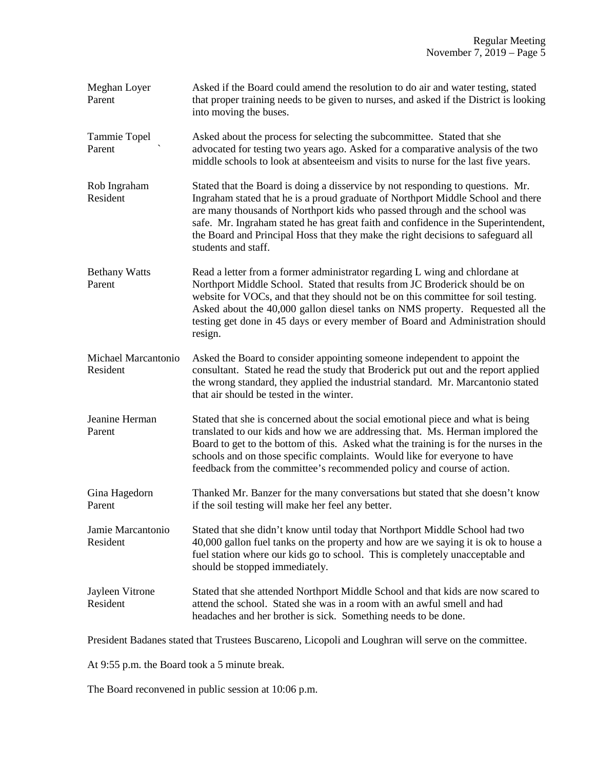| | |
|---|---|
| Meghan Loyer<br>Parent | Asked if the Board could amend the resolution to do air and water testing, stated that proper training needs to be given to nurses, and asked if the District is looking into moving the buses. |
| Tammie Topel<br>Parent | Asked about the process for selecting the subcommittee. Stated that she advocated for testing two years ago. Asked for a comparative analysis of the two middle schools to look at absenteeism and visits to nurse for the last five years. |
| Rob Ingraham<br>Resident | Stated that the Board is doing a disservice by not responding to questions. Mr. Ingraham stated that he is a proud graduate of Northport Middle School and there are many thousands of Northport kids who passed through and the school was safe. Mr. Ingraham stated he has great faith and confidence in the Superintendent, the Board and Principal Hoss that they make the right decisions to safeguard all students and staff. |
| Bethany Watts<br>Parent | Read a letter from a former administrator regarding L wing and chlordane at Northport Middle School. Stated that results from JC Broderick should be on website for VOCs, and that they should not be on this committee for soil testing. Asked about the 40,000 gallon diesel tanks on NMS property. Requested all the testing get done in 45 days or every member of Board and Administration should resign. |
| Michael Marcantonio<br>Resident | Asked the Board to consider appointing someone independent to appoint the consultant. Stated he read the study that Broderick put out and the report applied the wrong standard, they applied the industrial standard. Mr. Marcantonio stated that air should be tested in the winter. |
| Jeanine Herman<br>Parent | Stated that she is concerned about the social emotional piece and what is being translated to our kids and how we are addressing that. Ms. Herman implored the Board to get to the bottom of this. Asked what the training is for the nurses in the schools and on those specific complaints. Would like for everyone to have feedback from the committee's recommended policy and course of action. |
| Gina Hagedorn<br>Parent | Thanked Mr. Banzer for the many conversations but stated that she doesn't know if the soil testing will make her feel any better. |
| Jamie Marcantonio<br>Resident | Stated that she didn't know until today that Northport Middle School had two 40,000 gallon fuel tanks on the property and how are we saying it is ok to house a fuel station where our kids go to school. This is completely unacceptable and should be stopped immediately. |
| Jayleen Vitrone<br>Resident | Stated that she attended Northport Middle School and that kids are now scared to attend the school. Stated she was in a room with an awful smell and had headaches and her brother is sick. Something needs to be done. |

President Badanes stated that Trustees Buscareno, Licopoli and Loughran will serve on the committee.

At 9:55 p.m. the Board took a 5 minute break.

The Board reconvened in public session at 10:06 p.m.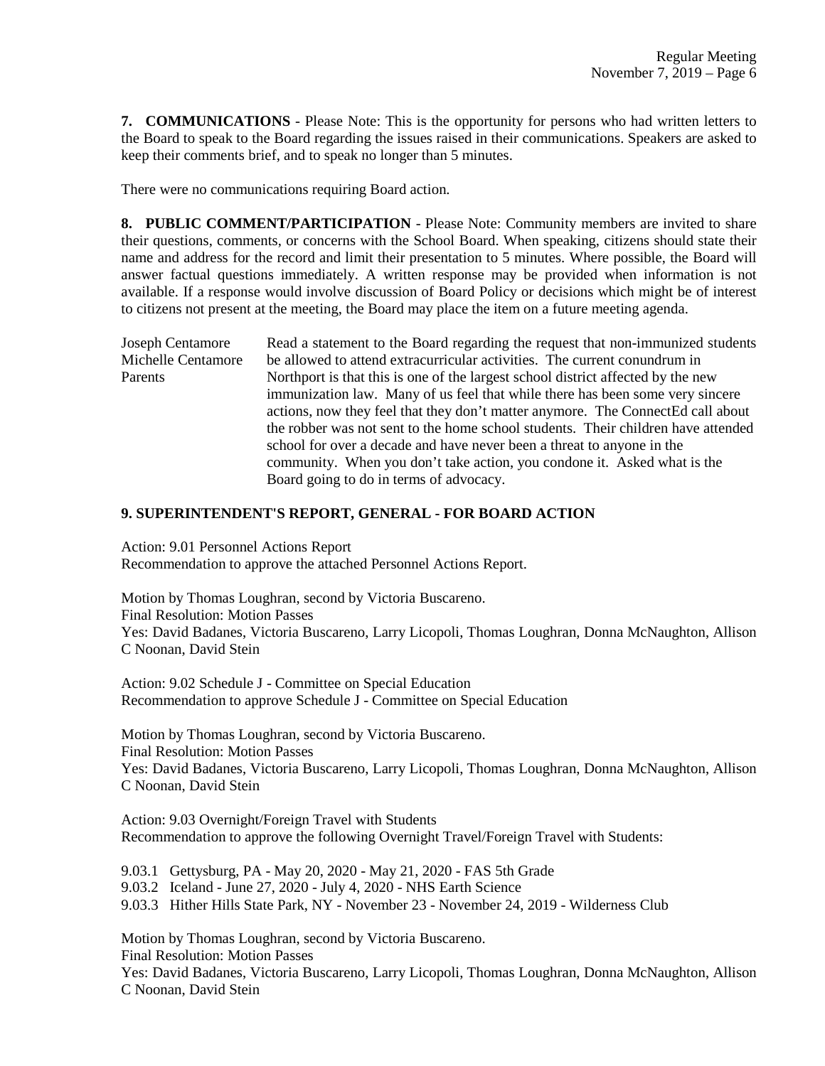**7. COMMUNICATIONS** - Please Note: This is the opportunity for persons who had written letters to the Board to speak to the Board regarding the issues raised in their communications. Speakers are asked to keep their comments brief, and to speak no longer than 5 minutes.

There were no communications requiring Board action.

**8. PUBLIC COMMENT/PARTICIPATION** - Please Note: Community members are invited to share their questions, comments, or concerns with the School Board. When speaking, citizens should state their name and address for the record and limit their presentation to 5 minutes. Where possible, the Board will answer factual questions immediately. A written response may be provided when information is not available. If a response would involve discussion of Board Policy or decisions which might be of interest to citizens not present at the meeting, the Board may place the item on a future meeting agenda.

| | |
|---|---|
| Joseph Centamore<br>Michelle Centamore<br>Parents | Read a statement to the Board regarding the request that non-immunized students be allowed to attend extracurricular activities. The current conundrum in Northport is that this is one of the largest school district affected by the new immunization law. Many of us feel that while there has been some very sincere actions, now they feel that they don't matter anymore. The ConnectEd call about the robber was not sent to the home school students. Their children have attended school for over a decade and have never been a threat to anyone in the community. When you don't take action, you condone it. Asked what is the Board going to do in terms of advocacy. |

## 9. SUPERINTENDENT'S REPORT, GENERAL - FOR BOARD ACTION

Action: 9.01 Personnel Actions Report
Recommendation to approve the attached Personnel Actions Report.

Motion by Thomas Loughran, second by Victoria Buscareno.
Final Resolution: Motion Passes
Yes: David Badanes, Victoria Buscareno, Larry Licopoli, Thomas Loughran, Donna McNaughton, Allison C Noonan, David Stein

Action: 9.02 Schedule J - Committee on Special Education
Recommendation to approve Schedule J - Committee on Special Education

Motion by Thomas Loughran, second by Victoria Buscareno.
Final Resolution: Motion Passes
Yes: David Badanes, Victoria Buscareno, Larry Licopoli, Thomas Loughran, Donna McNaughton, Allison C Noonan, David Stein

Action: 9.03 Overnight/Foreign Travel with Students
Recommendation to approve the following Overnight Travel/Foreign Travel with Students:

9.03.1 Gettysburg, PA - May 20, 2020 - May 21, 2020 - FAS 5th Grade
9.03.2 Iceland - June 27, 2020 - July 4, 2020 - NHS Earth Science
9.03.3 Hither Hills State Park, NY - November 23 - November 24, 2019 - Wilderness Club

Motion by Thomas Loughran, second by Victoria Buscareno.
Final Resolution: Motion Passes
Yes: David Badanes, Victoria Buscareno, Larry Licopoli, Thomas Loughran, Donna McNaughton, Allison C Noonan, David Stein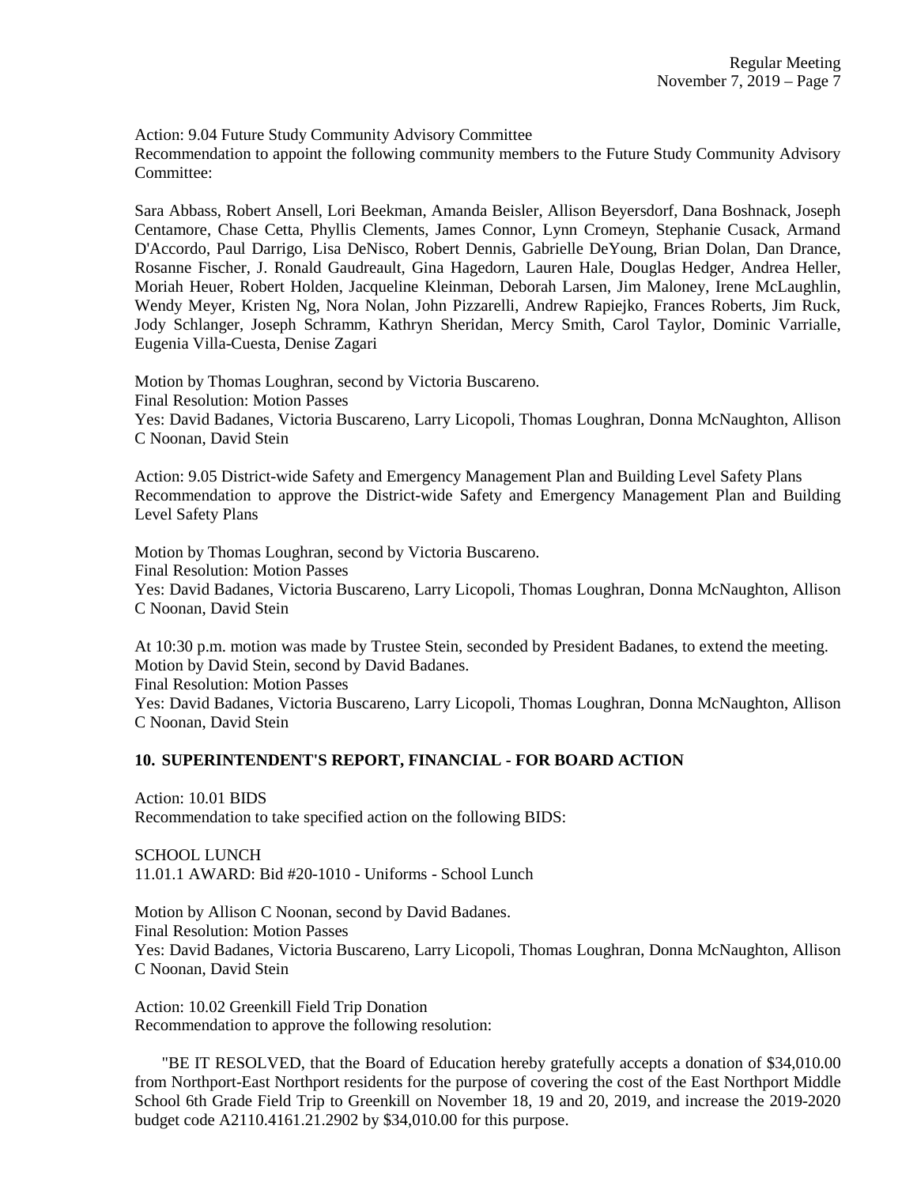Action: 9.04 Future Study Community Advisory Committee
Recommendation to appoint the following community members to the Future Study Community Advisory Committee:

Sara Abbass, Robert Ansell, Lori Beekman, Amanda Beisler, Allison Beyersdorf, Dana Boshnack, Joseph Centamore, Chase Cetta, Phyllis Clements, James Connor, Lynn Cromeyn, Stephanie Cusack, Armand D'Accordo, Paul Darrigo, Lisa DeNisco, Robert Dennis, Gabrielle DeYoung, Brian Dolan, Dan Drance, Rosanne Fischer, J. Ronald Gaudreault, Gina Hagedorn, Lauren Hale, Douglas Hedger, Andrea Heller, Moriah Heuer, Robert Holden, Jacqueline Kleinman, Deborah Larsen, Jim Maloney, Irene McLaughlin, Wendy Meyer, Kristen Ng, Nora Nolan, John Pizzarelli, Andrew Rapiejko, Frances Roberts, Jim Ruck, Jody Schlanger, Joseph Schramm, Kathryn Sheridan, Mercy Smith, Carol Taylor, Dominic Varrialle, Eugenia Villa-Cuesta, Denise Zagari

Motion by Thomas Loughran, second by Victoria Buscareno.
Final Resolution: Motion Passes
Yes: David Badanes, Victoria Buscareno, Larry Licopoli, Thomas Loughran, Donna McNaughton, Allison C Noonan, David Stein

Action: 9.05 District-wide Safety and Emergency Management Plan and Building Level Safety Plans
Recommendation to approve the District-wide Safety and Emergency Management Plan and Building Level Safety Plans

Motion by Thomas Loughran, second by Victoria Buscareno.
Final Resolution: Motion Passes
Yes: David Badanes, Victoria Buscareno, Larry Licopoli, Thomas Loughran, Donna McNaughton, Allison C Noonan, David Stein

At 10:30 p.m. motion was made by Trustee Stein, seconded by President Badanes, to extend the meeting.
Motion by David Stein, second by David Badanes.
Final Resolution: Motion Passes
Yes: David Badanes, Victoria Buscareno, Larry Licopoli, Thomas Loughran, Donna McNaughton, Allison C Noonan, David Stein

## 10. SUPERINTENDENT'S REPORT, FINANCIAL - FOR BOARD ACTION

Action: 10.01 BIDS
Recommendation to take specified action on the following BIDS:

SCHOOL LUNCH
11.01.1 AWARD: Bid #20-1010 - Uniforms - School Lunch

Motion by Allison C Noonan, second by David Badanes.
Final Resolution: Motion Passes
Yes: David Badanes, Victoria Buscareno, Larry Licopoli, Thomas Loughran, Donna McNaughton, Allison C Noonan, David Stein

Action: 10.02 Greenkill Field Trip Donation
Recommendation to approve the following resolution:

"BE IT RESOLVED, that the Board of Education hereby gratefully accepts a donation of $34,010.00 from Northport-East Northport residents for the purpose of covering the cost of the East Northport Middle School 6th Grade Field Trip to Greenkill on November 18, 19 and 20, 2019, and increase the 2019-2020 budget code A2110.4161.21.2902 by $34,010.00 for this purpose.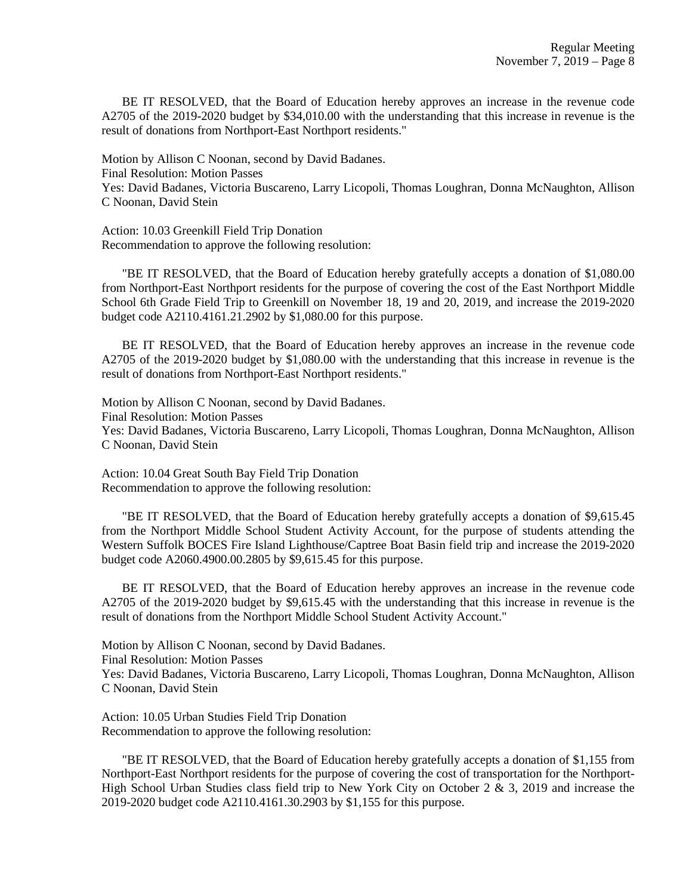BE IT RESOLVED, that the Board of Education hereby approves an increase in the revenue code A2705 of the 2019-2020 budget by $34,010.00 with the understanding that this increase in revenue is the result of donations from Northport-East Northport residents."

Motion by Allison C Noonan, second by David Badanes.
Final Resolution: Motion Passes
Yes: David Badanes, Victoria Buscareno, Larry Licopoli, Thomas Loughran, Donna McNaughton, Allison C Noonan, David Stein

Action: 10.03 Greenkill Field Trip Donation
Recommendation to approve the following resolution:

"BE IT RESOLVED, that the Board of Education hereby gratefully accepts a donation of $1,080.00 from Northport-East Northport residents for the purpose of covering the cost of the East Northport Middle School 6th Grade Field Trip to Greenkill on November 18, 19 and 20, 2019, and increase the 2019-2020 budget code A2110.4161.21.2902 by $1,080.00 for this purpose.

BE IT RESOLVED, that the Board of Education hereby approves an increase in the revenue code A2705 of the 2019-2020 budget by $1,080.00 with the understanding that this increase in revenue is the result of donations from Northport-East Northport residents."

Motion by Allison C Noonan, second by David Badanes.
Final Resolution: Motion Passes
Yes: David Badanes, Victoria Buscareno, Larry Licopoli, Thomas Loughran, Donna McNaughton, Allison C Noonan, David Stein

Action: 10.04 Great South Bay Field Trip Donation
Recommendation to approve the following resolution:

"BE IT RESOLVED, that the Board of Education hereby gratefully accepts a donation of $9,615.45 from the Northport Middle School Student Activity Account, for the purpose of students attending the Western Suffolk BOCES Fire Island Lighthouse/Captree Boat Basin field trip and increase the 2019-2020 budget code A2060.4900.00.2805 by $9,615.45 for this purpose.

BE IT RESOLVED, that the Board of Education hereby approves an increase in the revenue code A2705 of the 2019-2020 budget by $9,615.45 with the understanding that this increase in revenue is the result of donations from the Northport Middle School Student Activity Account."

Motion by Allison C Noonan, second by David Badanes.
Final Resolution: Motion Passes
Yes: David Badanes, Victoria Buscareno, Larry Licopoli, Thomas Loughran, Donna McNaughton, Allison C Noonan, David Stein

Action: 10.05 Urban Studies Field Trip Donation
Recommendation to approve the following resolution:

"BE IT RESOLVED, that the Board of Education hereby gratefully accepts a donation of $1,155 from Northport-East Northport residents for the purpose of covering the cost of transportation for the Northport-High School Urban Studies class field trip to New York City on October 2 & 3, 2019 and increase the 2019-2020 budget code A2110.4161.30.2903 by $1,155 for this purpose.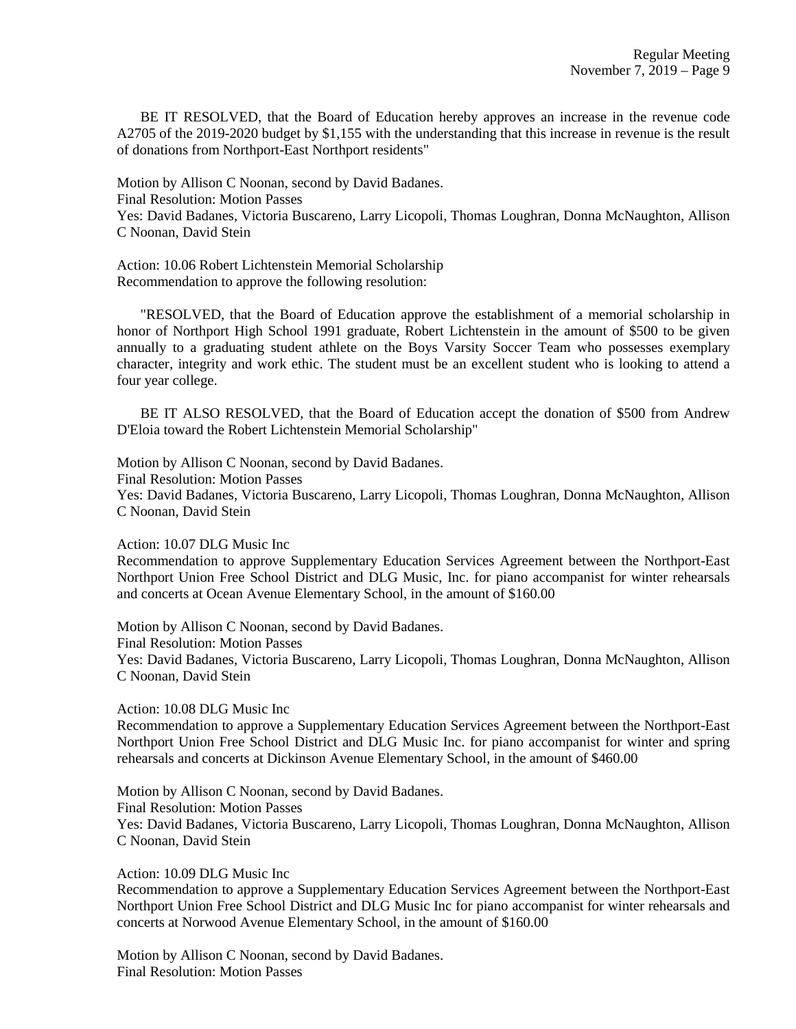BE IT RESOLVED, that the Board of Education hereby approves an increase in the revenue code A2705 of the 2019-2020 budget by $1,155 with the understanding that this increase in revenue is the result of donations from Northport-East Northport residents"

Motion by Allison C Noonan, second by David Badanes.
Final Resolution: Motion Passes
Yes: David Badanes, Victoria Buscareno, Larry Licopoli, Thomas Loughran, Donna McNaughton, Allison C Noonan, David Stein

Action: 10.06 Robert Lichtenstein Memorial Scholarship
Recommendation to approve the following resolution:

"RESOLVED, that the Board of Education approve the establishment of a memorial scholarship in honor of Northport High School 1991 graduate, Robert Lichtenstein in the amount of $500 to be given annually to a graduating student athlete on the Boys Varsity Soccer Team who possesses exemplary character, integrity and work ethic. The student must be an excellent student who is looking to attend a four year college.

BE IT ALSO RESOLVED, that the Board of Education accept the donation of $500 from Andrew D'Eloia toward the Robert Lichtenstein Memorial Scholarship"

Motion by Allison C Noonan, second by David Badanes.
Final Resolution: Motion Passes
Yes: David Badanes, Victoria Buscareno, Larry Licopoli, Thomas Loughran, Donna McNaughton, Allison C Noonan, David Stein

Action: 10.07 DLG Music Inc
Recommendation to approve Supplementary Education Services Agreement between the Northport-East Northport Union Free School District and DLG Music, Inc. for piano accompanist for winter rehearsals and concerts at Ocean Avenue Elementary School, in the amount of $160.00

Motion by Allison C Noonan, second by David Badanes.
Final Resolution: Motion Passes
Yes: David Badanes, Victoria Buscareno, Larry Licopoli, Thomas Loughran, Donna McNaughton, Allison C Noonan, David Stein

Action: 10.08 DLG Music Inc
Recommendation to approve a Supplementary Education Services Agreement between the Northport-East Northport Union Free School District and DLG Music Inc. for piano accompanist for winter and spring rehearsals and concerts at Dickinson Avenue Elementary School, in the amount of $460.00

Motion by Allison C Noonan, second by David Badanes.
Final Resolution: Motion Passes
Yes: David Badanes, Victoria Buscareno, Larry Licopoli, Thomas Loughran, Donna McNaughton, Allison C Noonan, David Stein

Action: 10.09 DLG Music Inc
Recommendation to approve a Supplementary Education Services Agreement between the Northport-East Northport Union Free School District and DLG Music Inc for piano accompanist for winter rehearsals and concerts at Norwood Avenue Elementary School, in the amount of $160.00

Motion by Allison C Noonan, second by David Badanes.
Final Resolution: Motion Passes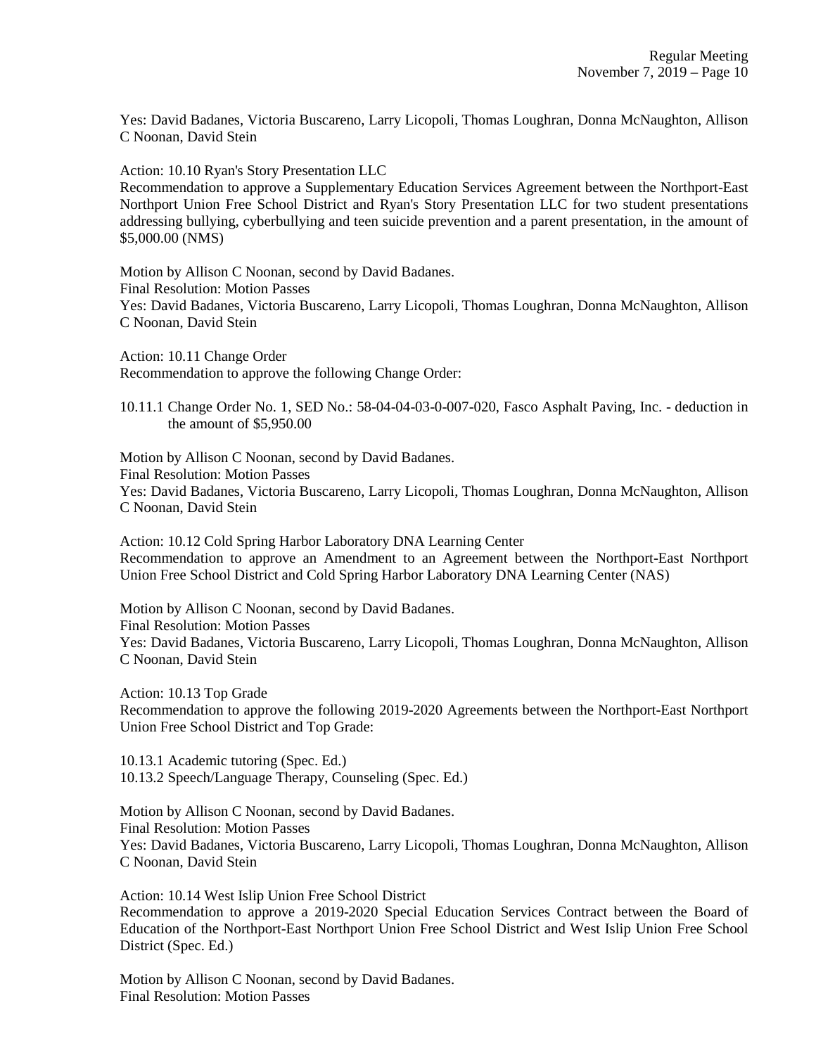Yes: David Badanes, Victoria Buscareno, Larry Licopoli, Thomas Loughran, Donna McNaughton, Allison C Noonan, David Stein

Action: 10.10 Ryan's Story Presentation LLC
Recommendation to approve a Supplementary Education Services Agreement between the Northport-East Northport Union Free School District and Ryan's Story Presentation LLC for two student presentations addressing bullying, cyberbullying and teen suicide prevention and a parent presentation, in the amount of $5,000.00 (NMS)

Motion by Allison C Noonan, second by David Badanes.
Final Resolution: Motion Passes
Yes: David Badanes, Victoria Buscareno, Larry Licopoli, Thomas Loughran, Donna McNaughton, Allison C Noonan, David Stein

Action: 10.11 Change Order
Recommendation to approve the following Change Order:

10.11.1 Change Order No. 1, SED No.: 58-04-04-03-0-007-020, Fasco Asphalt Paving, Inc. - deduction in the amount of $5,950.00

Motion by Allison C Noonan, second by David Badanes.
Final Resolution: Motion Passes
Yes: David Badanes, Victoria Buscareno, Larry Licopoli, Thomas Loughran, Donna McNaughton, Allison C Noonan, David Stein

Action: 10.12 Cold Spring Harbor Laboratory DNA Learning Center
Recommendation to approve an Amendment to an Agreement between the Northport-East Northport Union Free School District and Cold Spring Harbor Laboratory DNA Learning Center (NAS)

Motion by Allison C Noonan, second by David Badanes.
Final Resolution: Motion Passes
Yes: David Badanes, Victoria Buscareno, Larry Licopoli, Thomas Loughran, Donna McNaughton, Allison C Noonan, David Stein

Action: 10.13 Top Grade
Recommendation to approve the following 2019-2020 Agreements between the Northport-East Northport Union Free School District and Top Grade:

10.13.1 Academic tutoring (Spec. Ed.)
10.13.2 Speech/Language Therapy, Counseling (Spec. Ed.)

Motion by Allison C Noonan, second by David Badanes.
Final Resolution: Motion Passes
Yes: David Badanes, Victoria Buscareno, Larry Licopoli, Thomas Loughran, Donna McNaughton, Allison C Noonan, David Stein

Action: 10.14 West Islip Union Free School District
Recommendation to approve a 2019-2020 Special Education Services Contract between the Board of Education of the Northport-East Northport Union Free School District and West Islip Union Free School District (Spec. Ed.)

Motion by Allison C Noonan, second by David Badanes.
Final Resolution: Motion Passes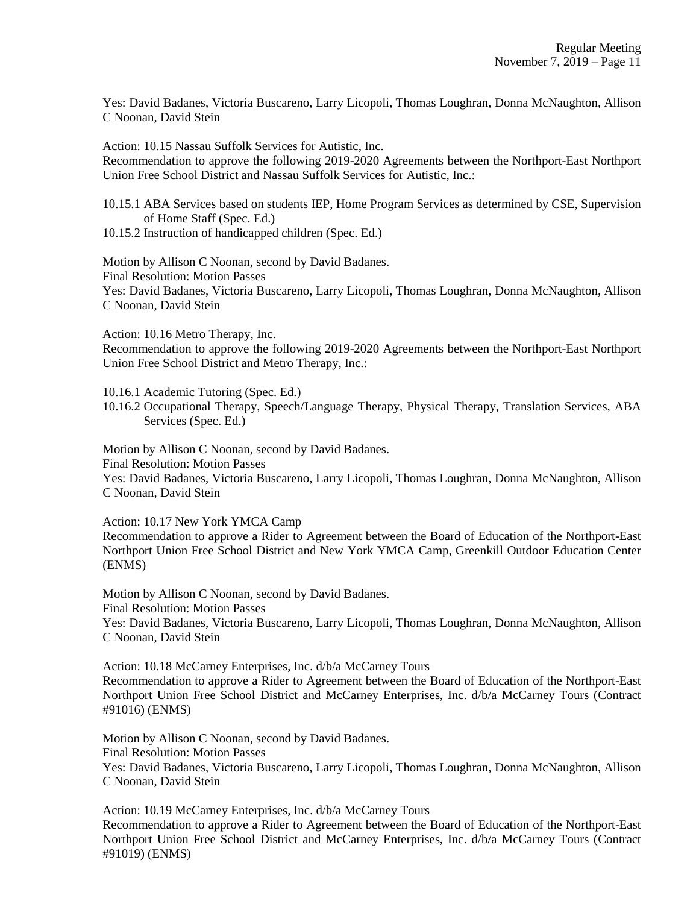Yes: David Badanes, Victoria Buscareno, Larry Licopoli, Thomas Loughran, Donna McNaughton, Allison C Noonan, David Stein

Action: 10.15 Nassau Suffolk Services for Autistic, Inc.
Recommendation to approve the following 2019-2020 Agreements between the Northport-East Northport Union Free School District and Nassau Suffolk Services for Autistic, Inc.:

10.15.1 ABA Services based on students IEP, Home Program Services as determined by CSE, Supervision of Home Staff (Spec. Ed.)
10.15.2 Instruction of handicapped children (Spec. Ed.)

Motion by Allison C Noonan, second by David Badanes.
Final Resolution: Motion Passes
Yes: David Badanes, Victoria Buscareno, Larry Licopoli, Thomas Loughran, Donna McNaughton, Allison C Noonan, David Stein

Action: 10.16 Metro Therapy, Inc.
Recommendation to approve the following 2019-2020 Agreements between the Northport-East Northport Union Free School District and Metro Therapy, Inc.:

10.16.1 Academic Tutoring (Spec. Ed.)
10.16.2 Occupational Therapy, Speech/Language Therapy, Physical Therapy, Translation Services, ABA Services (Spec. Ed.)

Motion by Allison C Noonan, second by David Badanes.
Final Resolution: Motion Passes
Yes: David Badanes, Victoria Buscareno, Larry Licopoli, Thomas Loughran, Donna McNaughton, Allison C Noonan, David Stein

Action: 10.17 New York YMCA Camp
Recommendation to approve a Rider to Agreement between the Board of Education of the Northport-East Northport Union Free School District and New York YMCA Camp, Greenkill Outdoor Education Center (ENMS)

Motion by Allison C Noonan, second by David Badanes.
Final Resolution: Motion Passes
Yes: David Badanes, Victoria Buscareno, Larry Licopoli, Thomas Loughran, Donna McNaughton, Allison C Noonan, David Stein

Action: 10.18 McCarney Enterprises, Inc. d/b/a McCarney Tours
Recommendation to approve a Rider to Agreement between the Board of Education of the Northport-East Northport Union Free School District and McCarney Enterprises, Inc. d/b/a McCarney Tours (Contract #91016) (ENMS)

Motion by Allison C Noonan, second by David Badanes.
Final Resolution: Motion Passes
Yes: David Badanes, Victoria Buscareno, Larry Licopoli, Thomas Loughran, Donna McNaughton, Allison C Noonan, David Stein

Action: 10.19 McCarney Enterprises, Inc. d/b/a McCarney Tours
Recommendation to approve a Rider to Agreement between the Board of Education of the Northport-East Northport Union Free School District and McCarney Enterprises, Inc. d/b/a McCarney Tours (Contract #91019) (ENMS)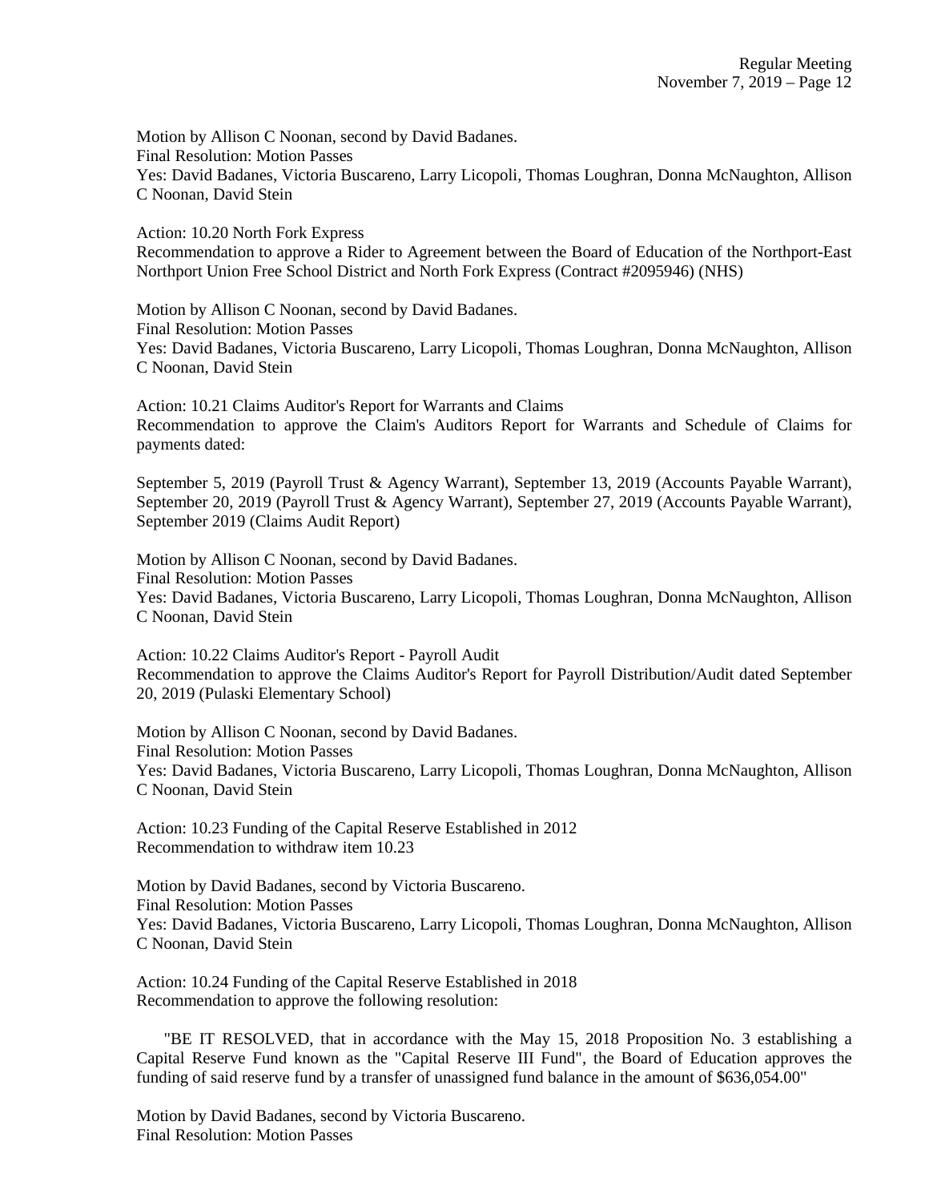Motion by Allison C Noonan, second by David Badanes.
Final Resolution: Motion Passes
Yes: David Badanes, Victoria Buscareno, Larry Licopoli, Thomas Loughran, Donna McNaughton, Allison C Noonan, David Stein

Action: 10.20 North Fork Express
Recommendation to approve a Rider to Agreement between the Board of Education of the Northport-East Northport Union Free School District and North Fork Express (Contract #2095946) (NHS)

Motion by Allison C Noonan, second by David Badanes.
Final Resolution: Motion Passes
Yes: David Badanes, Victoria Buscareno, Larry Licopoli, Thomas Loughran, Donna McNaughton, Allison C Noonan, David Stein

Action: 10.21 Claims Auditor's Report for Warrants and Claims
Recommendation to approve the Claim's Auditors Report for Warrants and Schedule of Claims for payments dated:

September 5, 2019 (Payroll Trust & Agency Warrant), September 13, 2019 (Accounts Payable Warrant), September 20, 2019 (Payroll Trust & Agency Warrant), September 27, 2019 (Accounts Payable Warrant), September 2019 (Claims Audit Report)

Motion by Allison C Noonan, second by David Badanes.
Final Resolution: Motion Passes
Yes: David Badanes, Victoria Buscareno, Larry Licopoli, Thomas Loughran, Donna McNaughton, Allison C Noonan, David Stein

Action: 10.22 Claims Auditor's Report - Payroll Audit
Recommendation to approve the Claims Auditor's Report for Payroll Distribution/Audit dated September 20, 2019 (Pulaski Elementary School)

Motion by Allison C Noonan, second by David Badanes.
Final Resolution: Motion Passes
Yes: David Badanes, Victoria Buscareno, Larry Licopoli, Thomas Loughran, Donna McNaughton, Allison C Noonan, David Stein

Action: 10.23 Funding of the Capital Reserve Established in 2012
Recommendation to withdraw item 10.23

Motion by David Badanes, second by Victoria Buscareno.
Final Resolution: Motion Passes
Yes: David Badanes, Victoria Buscareno, Larry Licopoli, Thomas Loughran, Donna McNaughton, Allison C Noonan, David Stein

Action: 10.24 Funding of the Capital Reserve Established in 2018
Recommendation to approve the following resolution:

"BE IT RESOLVED, that in accordance with the May 15, 2018 Proposition No. 3 establishing a Capital Reserve Fund known as the "Capital Reserve III Fund", the Board of Education approves the funding of said reserve fund by a transfer of unassigned fund balance in the amount of $636,054.00"

Motion by David Badanes, second by Victoria Buscareno.
Final Resolution: Motion Passes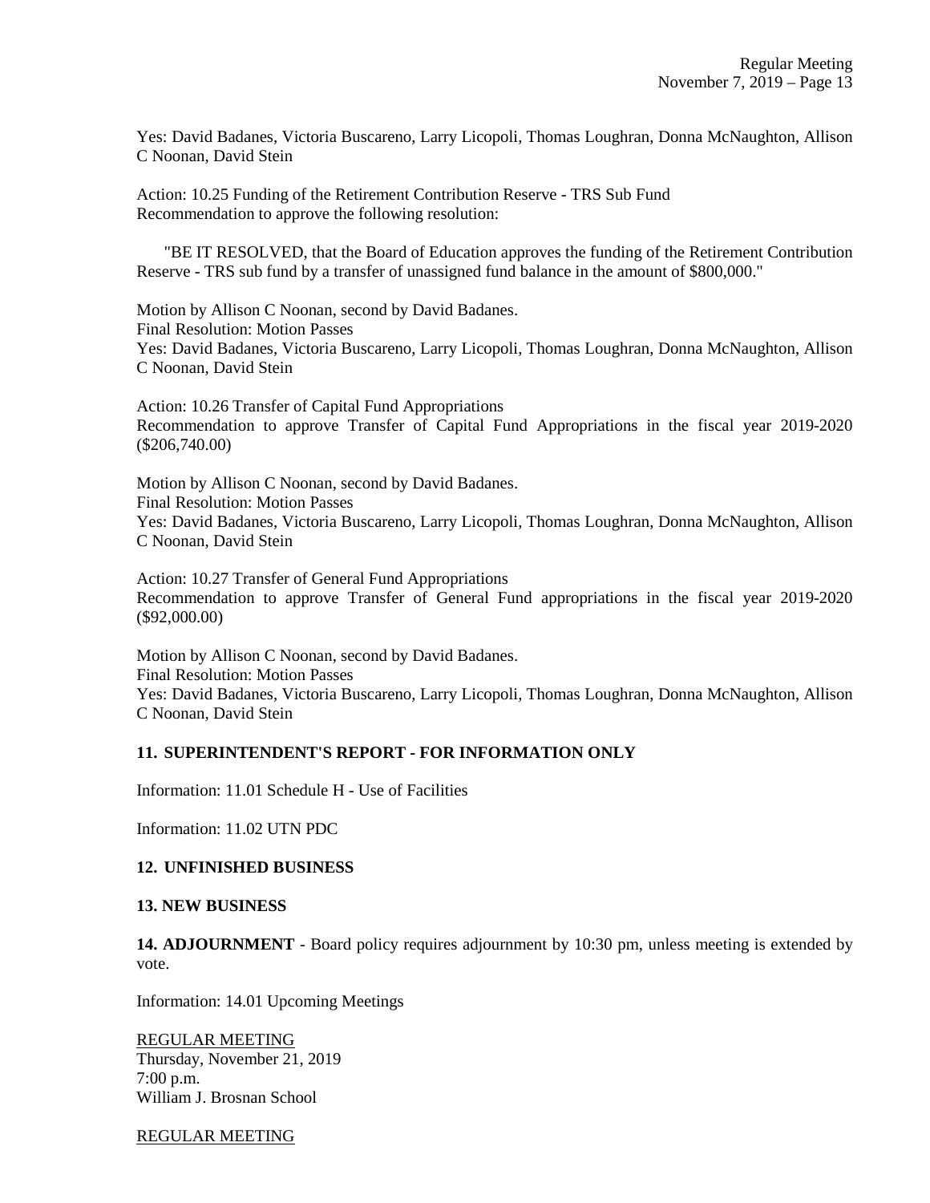Yes: David Badanes, Victoria Buscareno, Larry Licopoli, Thomas Loughran, Donna McNaughton, Allison C Noonan, David Stein

Action: 10.25 Funding of the Retirement Contribution Reserve - TRS Sub Fund
Recommendation to approve the following resolution:

"BE IT RESOLVED, that the Board of Education approves the funding of the Retirement Contribution Reserve - TRS sub fund by a transfer of unassigned fund balance in the amount of $800,000."

Motion by Allison C Noonan, second by David Badanes.
Final Resolution: Motion Passes
Yes: David Badanes, Victoria Buscareno, Larry Licopoli, Thomas Loughran, Donna McNaughton, Allison C Noonan, David Stein

Action: 10.26 Transfer of Capital Fund Appropriations
Recommendation to approve Transfer of Capital Fund Appropriations in the fiscal year 2019-2020 ($206,740.00)

Motion by Allison C Noonan, second by David Badanes.
Final Resolution: Motion Passes
Yes: David Badanes, Victoria Buscareno, Larry Licopoli, Thomas Loughran, Donna McNaughton, Allison C Noonan, David Stein

Action: 10.27 Transfer of General Fund Appropriations
Recommendation to approve Transfer of General Fund appropriations in the fiscal year 2019-2020 ($92,000.00)

Motion by Allison C Noonan, second by David Badanes.
Final Resolution: Motion Passes
Yes: David Badanes, Victoria Buscareno, Larry Licopoli, Thomas Loughran, Donna McNaughton, Allison C Noonan, David Stein

## 11. SUPERINTENDENT'S REPORT - FOR INFORMATION ONLY

Information: 11.01 Schedule H - Use of Facilities

Information: 11.02 UTN PDC

## 12. UNFINISHED BUSINESS

## 13. NEW BUSINESS

**14. ADJOURNMENT** - Board policy requires adjournment by 10:30 pm, unless meeting is extended by vote.

Information: 14.01 Upcoming Meetings

REGULAR MEETING
Thursday, November 21, 2019
7:00 p.m.
William J. Brosnan School

REGULAR MEETING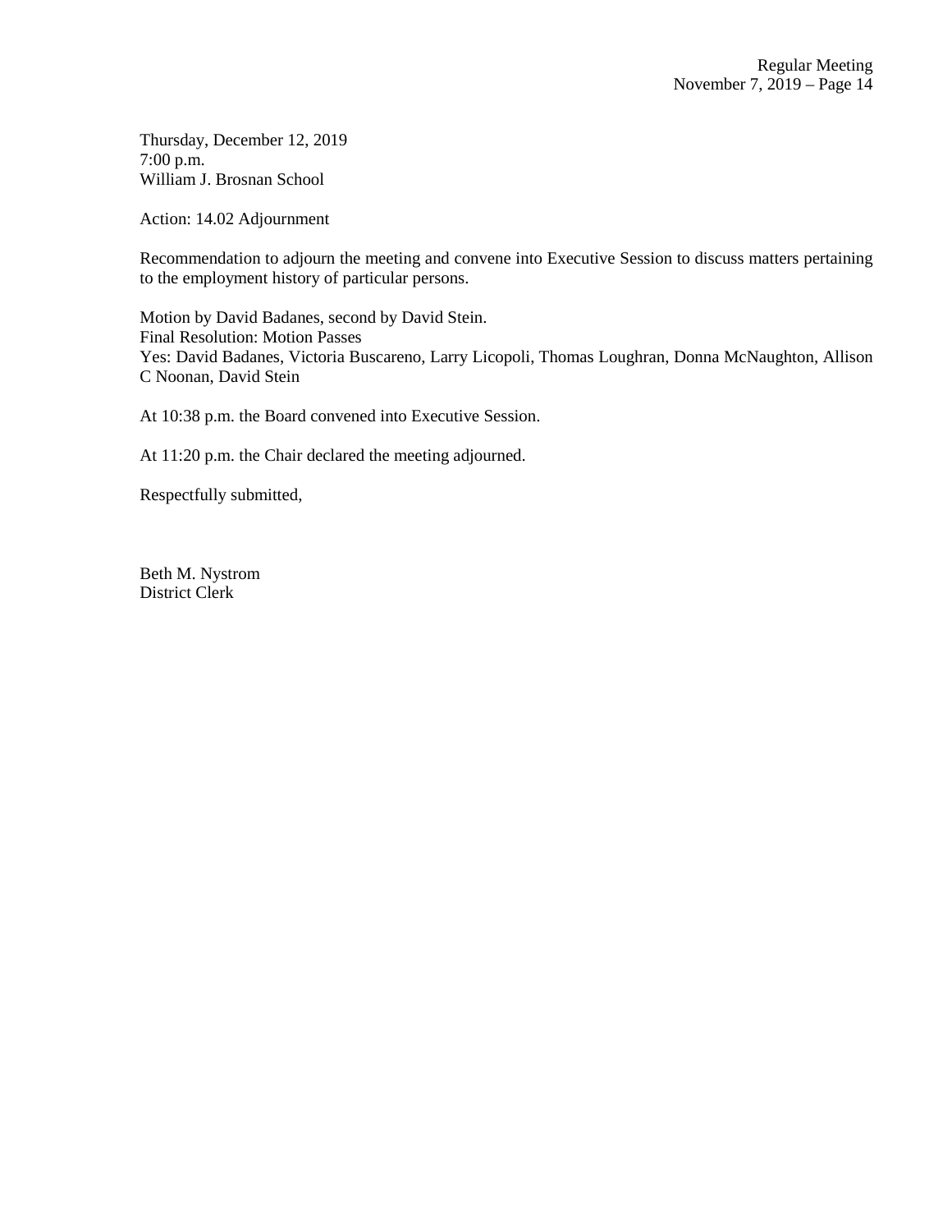Thursday, December 12, 2019
7:00 p.m.
William J. Brosnan School

Action: 14.02 Adjournment

Recommendation to adjourn the meeting and convene into Executive Session to discuss matters pertaining to the employment history of particular persons.

Motion by David Badanes, second by David Stein.
Final Resolution: Motion Passes
Yes: David Badanes, Victoria Buscareno, Larry Licopoli, Thomas Loughran, Donna McNaughton, Allison C Noonan, David Stein

At 10:38 p.m. the Board convened into Executive Session.

At 11:20 p.m. the Chair declared the meeting adjourned.

Respectfully submitted,

Beth M. Nystrom
District Clerk